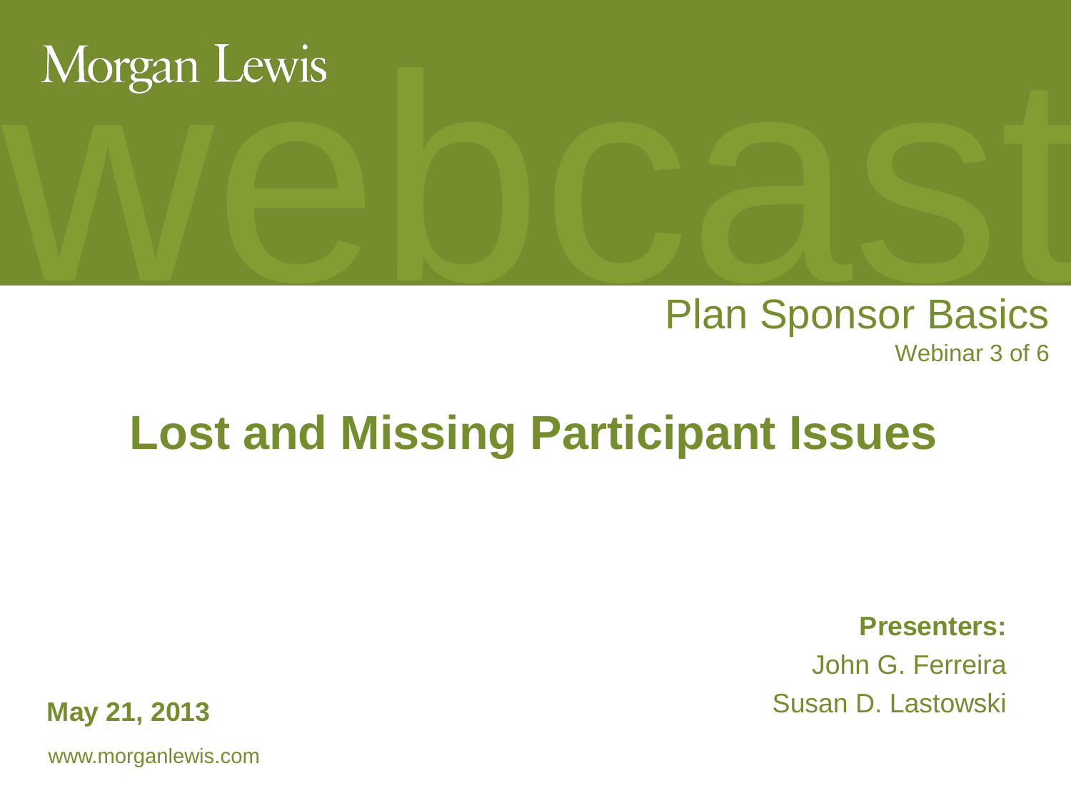Morgan Lewis

webcast

Plan Sponsor Basics

Webinar 3 of 6

# Lost and Missing Participant Issues

**Presenters:**

John G. Ferreira

Susan D. Lastowski

**May 21, 2013**

www.morganlewis.com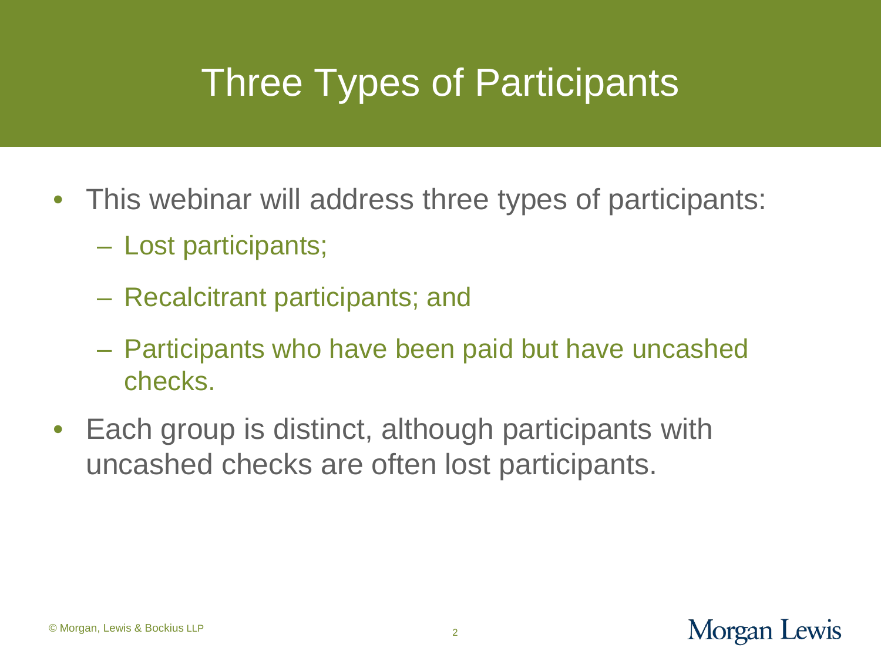# Three Types of Participants

- This webinar will address three types of participants:
  - Lost participants;
  - Recalcitrant participants; and
  - Participants who have been paid but have uncashed checks.
- Each group is distinct, although participants with uncashed checks are often lost participants.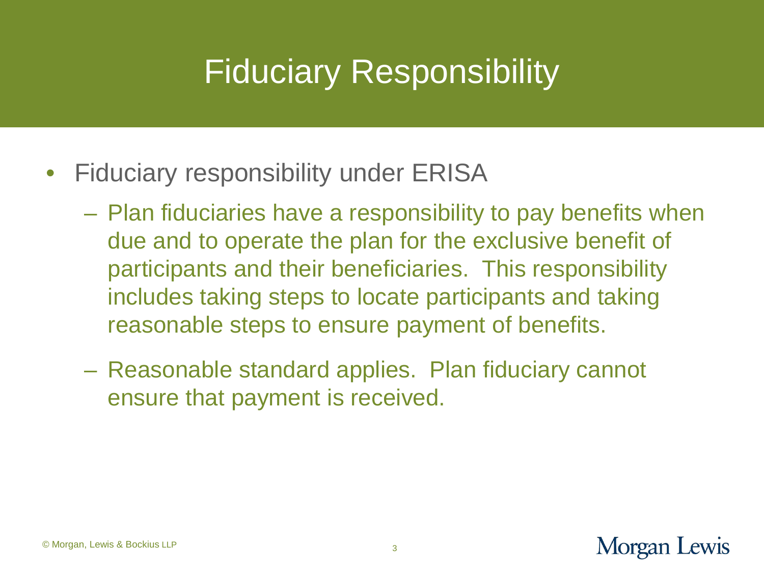# Fiduciary Responsibility

- Fiduciary responsibility under ERISA
  - Plan fiduciaries have a responsibility to pay benefits when due and to operate the plan for the exclusive benefit of participants and their beneficiaries. This responsibility includes taking steps to locate participants and taking reasonable steps to ensure payment of benefits.
  - Reasonable standard applies. Plan fiduciary cannot ensure that payment is received.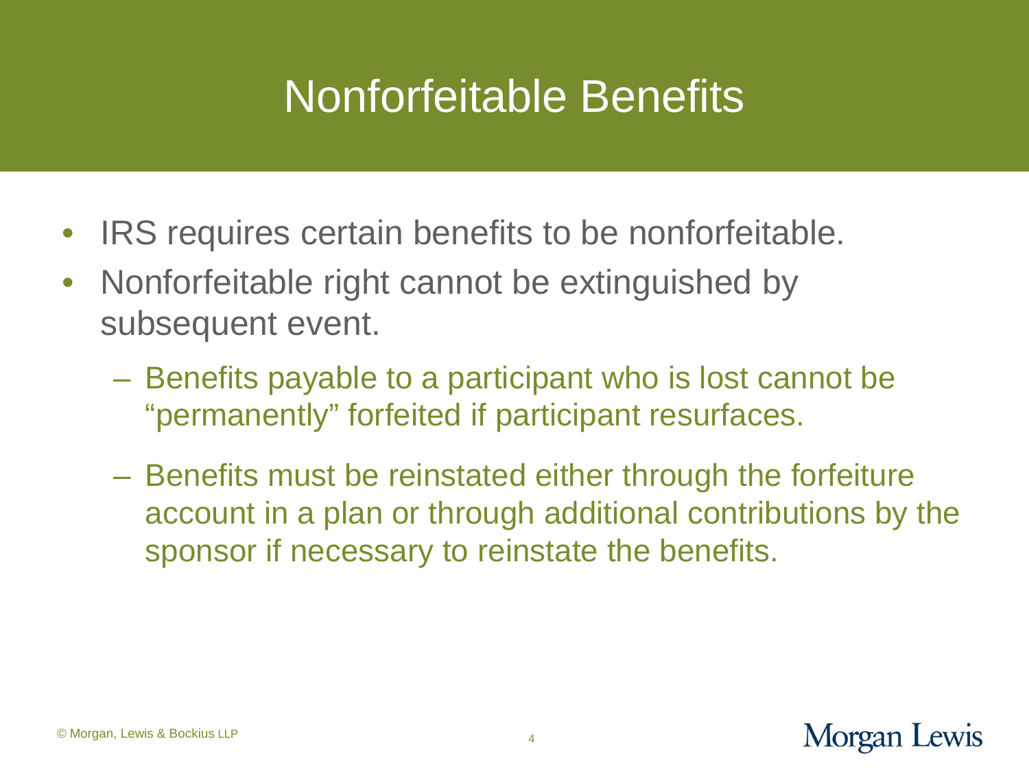# Nonforfeitable Benefits

- IRS requires certain benefits to be nonforfeitable.
- Nonforfeitable right cannot be extinguished by subsequent event.
  - Benefits payable to a participant who is lost cannot be "permanently" forfeited if participant resurfaces.
  - Benefits must be reinstated either through the forfeiture account in a plan or through additional contributions by the sponsor if necessary to reinstate the benefits.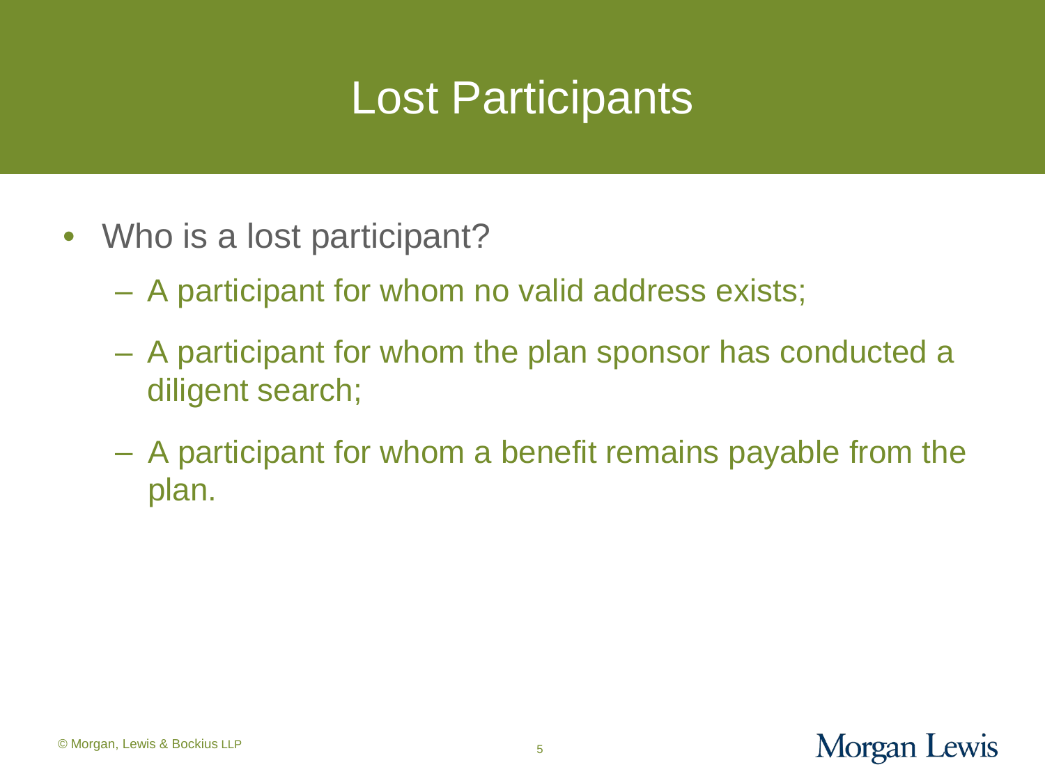# Lost Participants

- Who is a lost participant?
  - A participant for whom no valid address exists;
  - A participant for whom the plan sponsor has conducted a diligent search;
  - A participant for whom a benefit remains payable from the plan.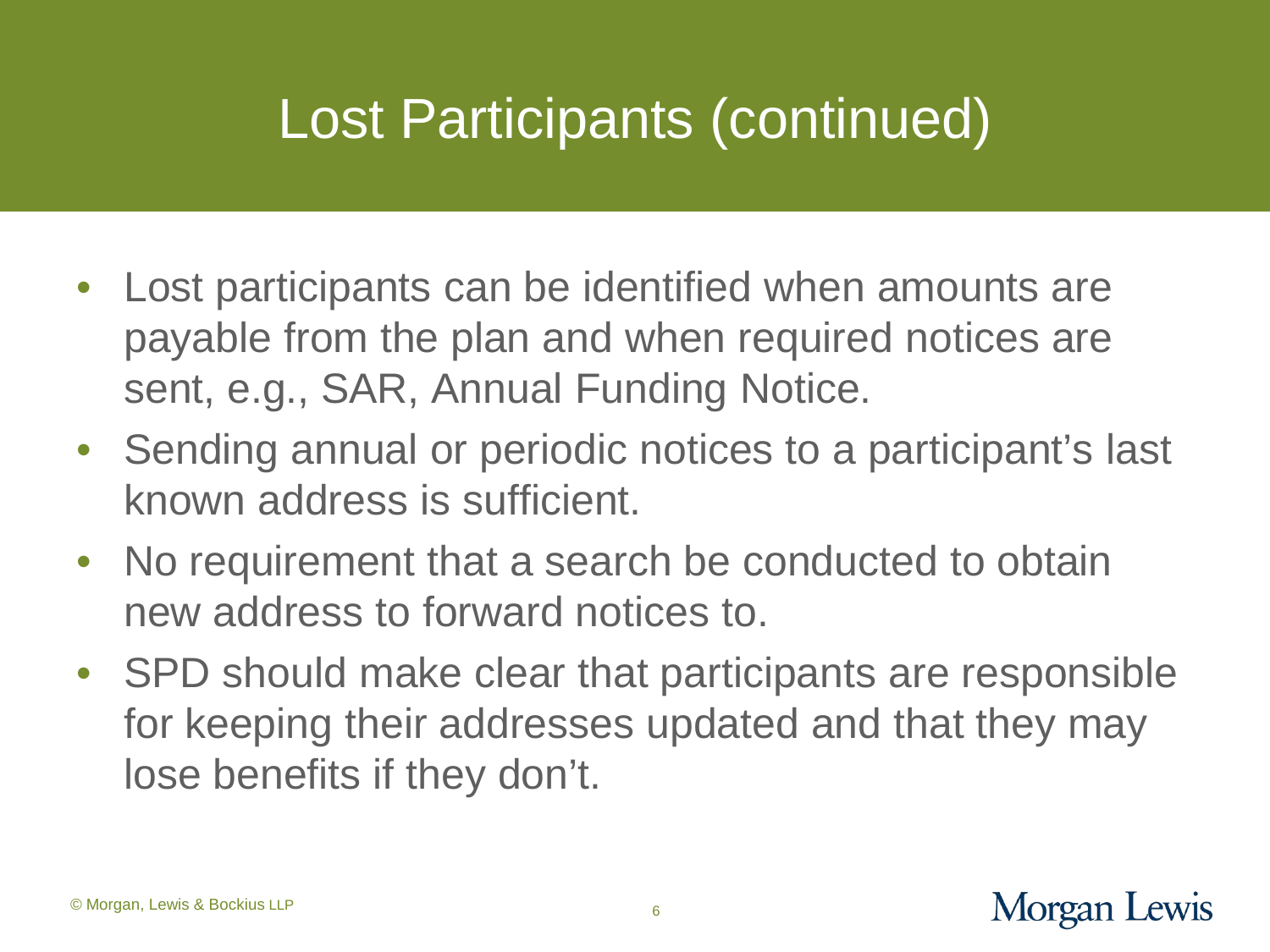# Lost Participants (continued)

- Lost participants can be identified when amounts are payable from the plan and when required notices are sent, e.g., SAR, Annual Funding Notice.
- Sending annual or periodic notices to a participant's last known address is sufficient.
- No requirement that a search be conducted to obtain new address to forward notices to.
- SPD should make clear that participants are responsible for keeping their addresses updated and that they may lose benefits if they don't.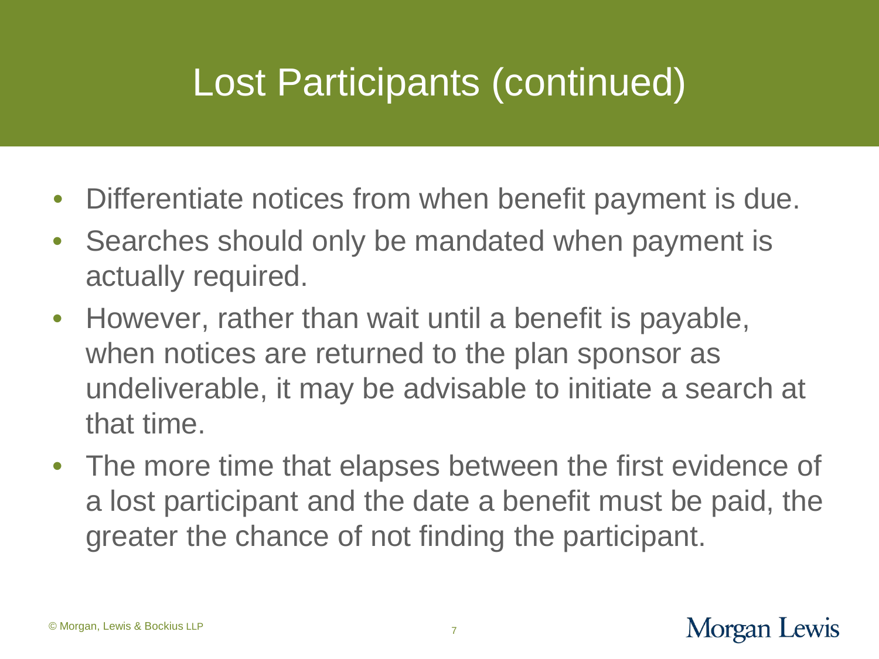# Lost Participants (continued)

- Differentiate notices from when benefit payment is due.
- Searches should only be mandated when payment is actually required.
- However, rather than wait until a benefit is payable, when notices are returned to the plan sponsor as undeliverable, it may be advisable to initiate a search at that time.
- The more time that elapses between the first evidence of a lost participant and the date a benefit must be paid, the greater the chance of not finding the participant.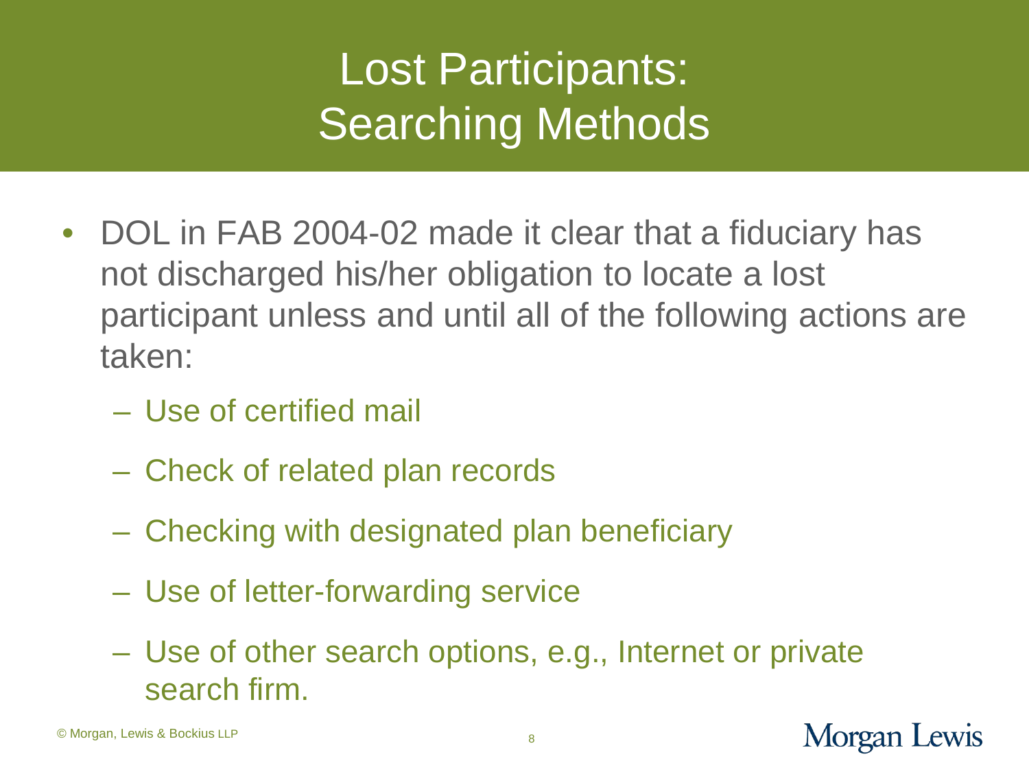# Lost Participants: Searching Methods

- DOL in FAB 2004-02 made it clear that a fiduciary has not discharged his/her obligation to locate a lost participant unless and until all of the following actions are taken:
  - Use of certified mail
  - Check of related plan records
  - Checking with designated plan beneficiary
  - Use of letter-forwarding service
  - Use of other search options, e.g., Internet or private search firm.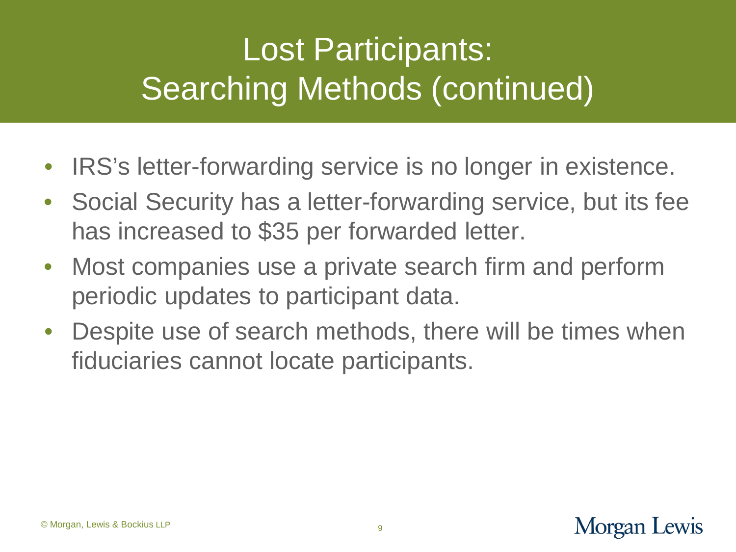# Lost Participants: Searching Methods (continued)

- IRS's letter-forwarding service is no longer in existence.
- Social Security has a letter-forwarding service, but its fee has increased to $35 per forwarded letter.
- Most companies use a private search firm and perform periodic updates to participant data.
- Despite use of search methods, there will be times when fiduciaries cannot locate participants.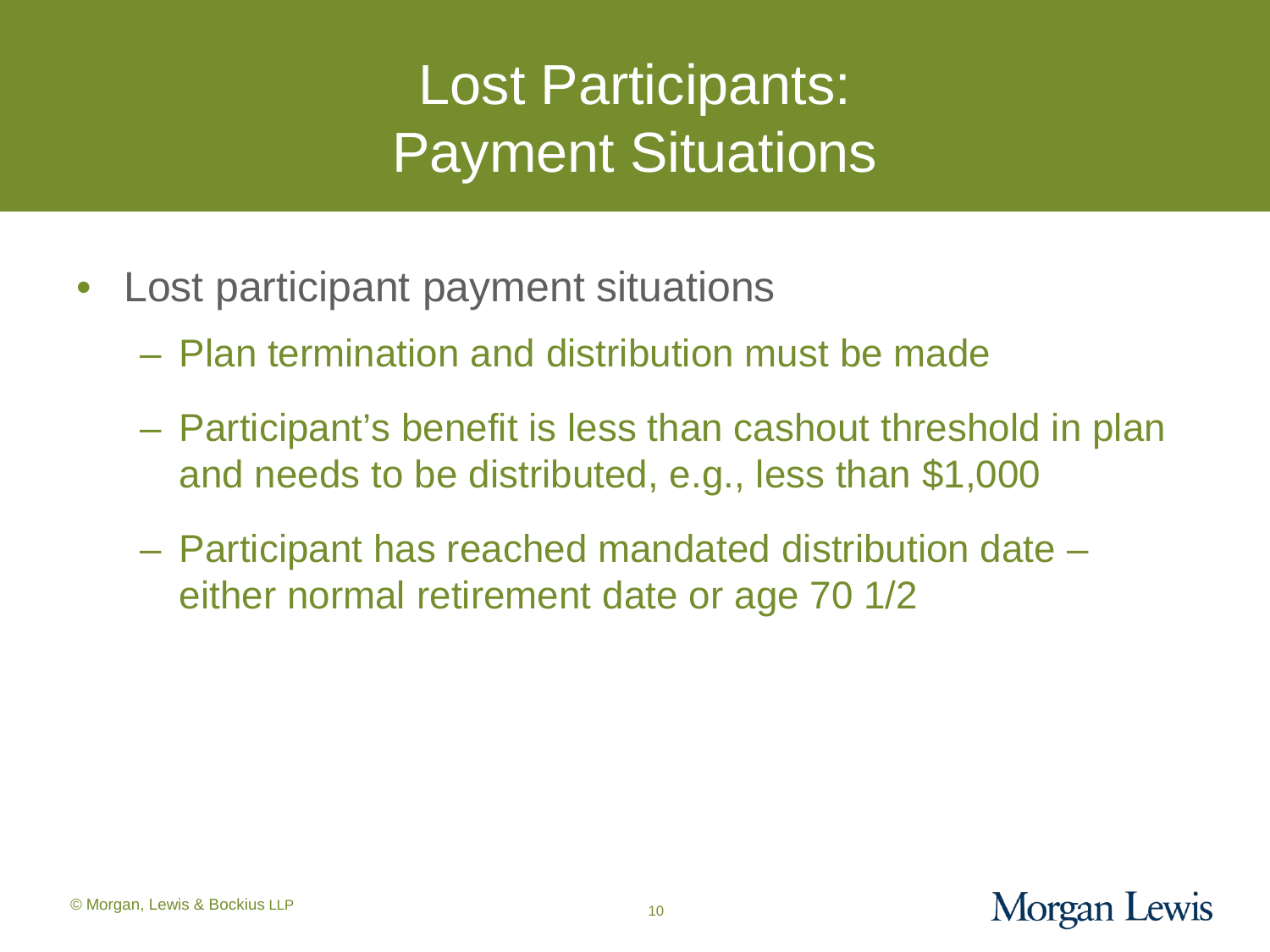# Lost Participants: Payment Situations

- Lost participant payment situations
  - Plan termination and distribution must be made
  - Participant's benefit is less than cashout threshold in plan and needs to be distributed, e.g., less than $1,000
  - Participant has reached mandated distribution date – either normal retirement date or age 70 1/2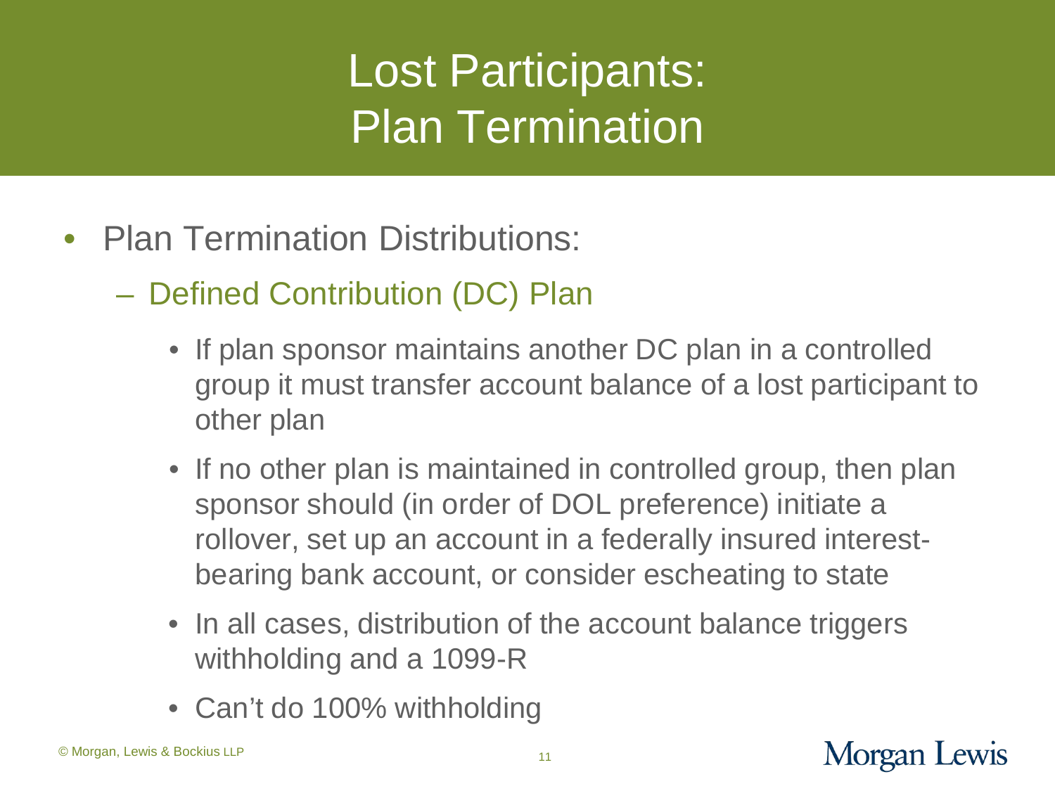# Lost Participants: Plan Termination

- Plan Termination Distributions:
  - Defined Contribution (DC) Plan
    - If plan sponsor maintains another DC plan in a controlled group it must transfer account balance of a lost participant to other plan
    - If no other plan is maintained in controlled group, then plan sponsor should (in order of DOL preference) initiate a rollover, set up an account in a federally insured interest-bearing bank account, or consider escheating to state
    - In all cases, distribution of the account balance triggers withholding and a 1099-R
    - Can't do 100% withholding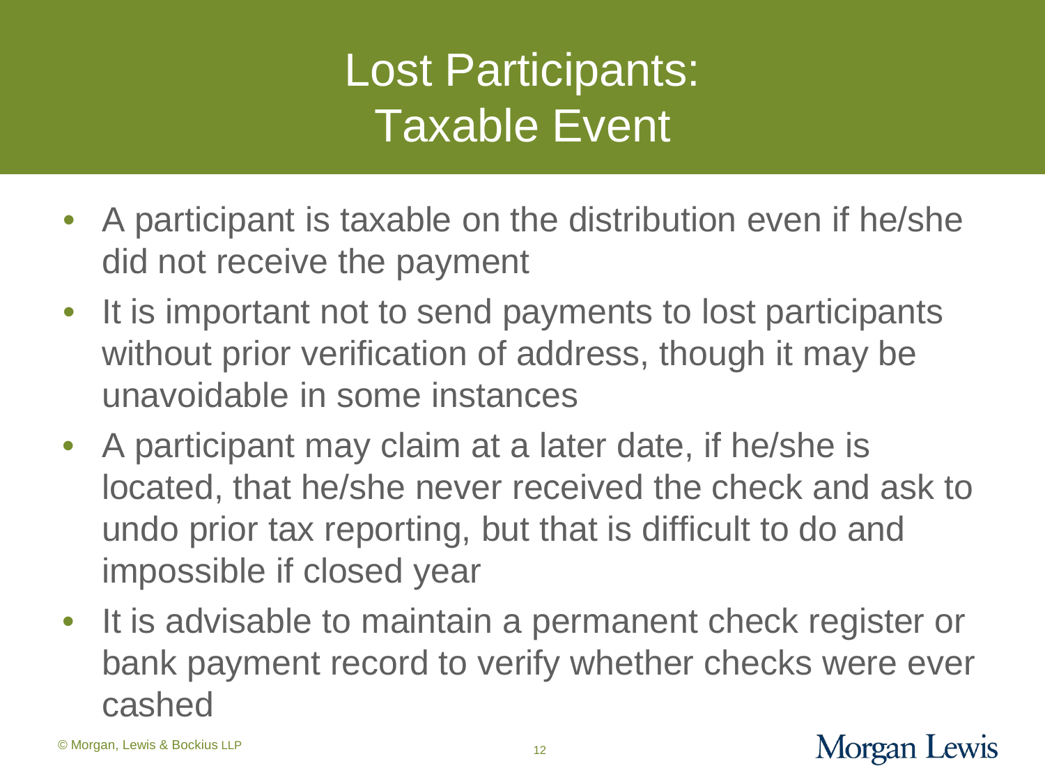# Lost Participants: Taxable Event

- A participant is taxable on the distribution even if he/she did not receive the payment
- It is important not to send payments to lost participants without prior verification of address, though it may be unavoidable in some instances
- A participant may claim at a later date, if he/she is located, that he/she never received the check and ask to undo prior tax reporting, but that is difficult to do and impossible if closed year
- It is advisable to maintain a permanent check register or bank payment record to verify whether checks were ever cashed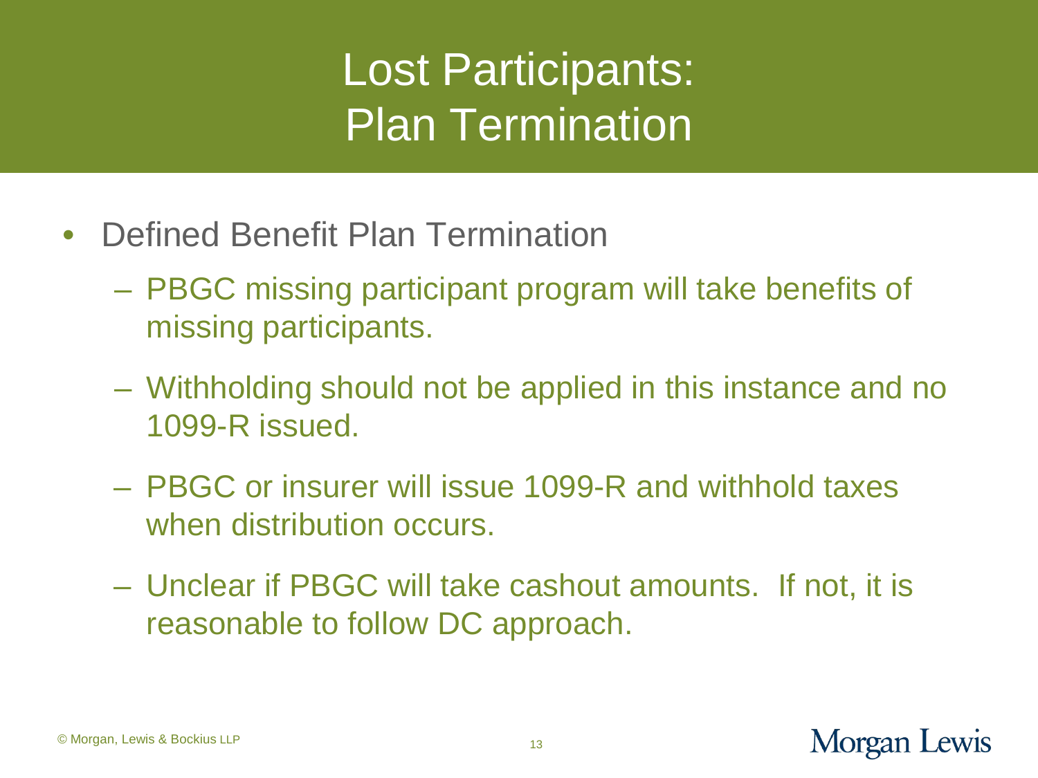# Lost Participants: Plan Termination

- Defined Benefit Plan Termination
  - PBGC missing participant program will take benefits of missing participants.
  - Withholding should not be applied in this instance and no 1099-R issued.
  - PBGC or insurer will issue 1099-R and withhold taxes when distribution occurs.
  - Unclear if PBGC will take cashout amounts. If not, it is reasonable to follow DC approach.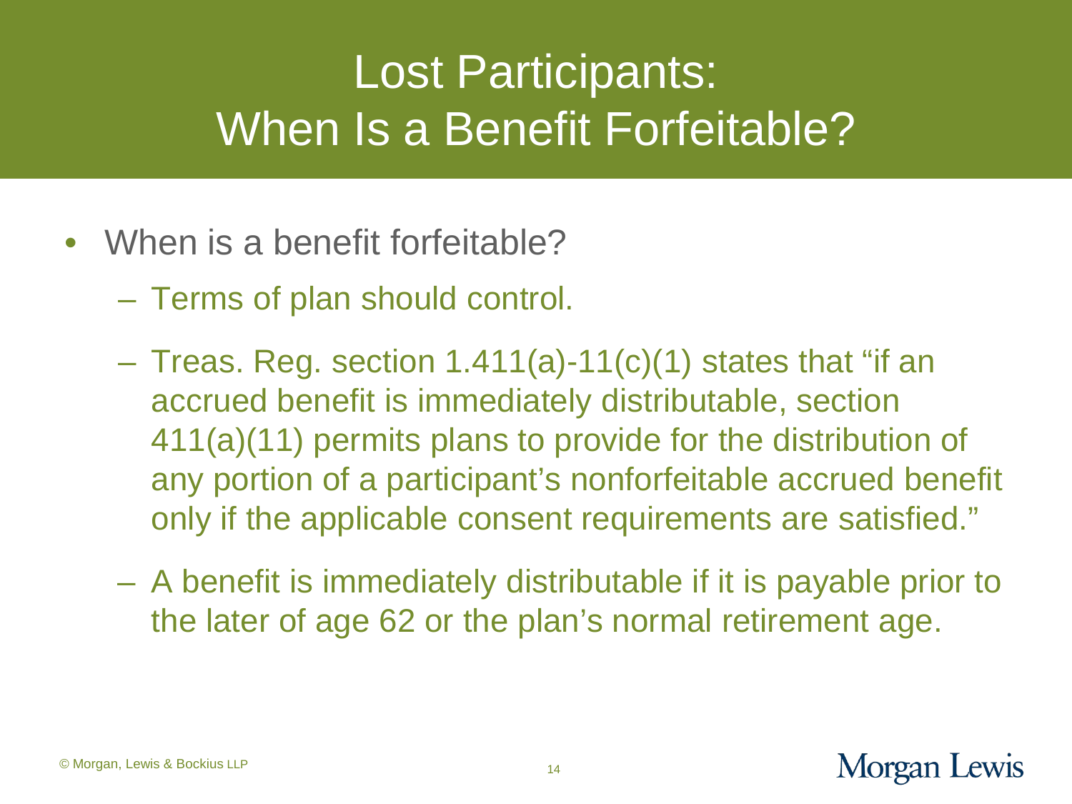# Lost Participants: When Is a Benefit Forfeitable?

- When is a benefit forfeitable?
  - Terms of plan should control.
  - Treas. Reg. section 1.411(a)-11(c)(1) states that "if an accrued benefit is immediately distributable, section 411(a)(11) permits plans to provide for the distribution of any portion of a participant's nonforfeitable accrued benefit only if the applicable consent requirements are satisfied."
  - A benefit is immediately distributable if it is payable prior to the later of age 62 or the plan's normal retirement age.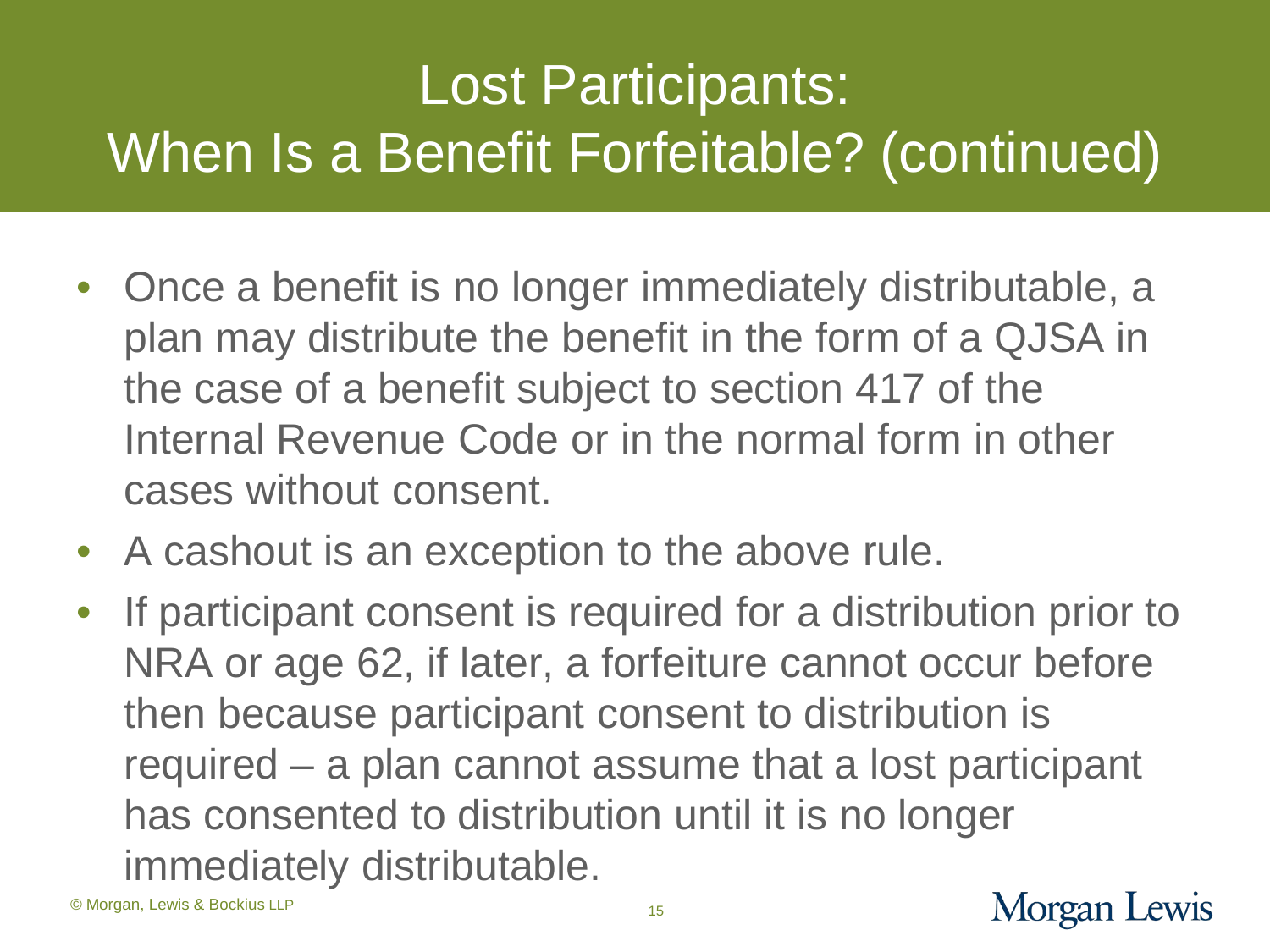# Lost Participants: When Is a Benefit Forfeitable? (continued)

- Once a benefit is no longer immediately distributable, a plan may distribute the benefit in the form of a QJSA in the case of a benefit subject to section 417 of the Internal Revenue Code or in the normal form in other cases without consent.
- A cashout is an exception to the above rule.
- If participant consent is required for a distribution prior to NRA or age 62, if later, a forfeiture cannot occur before then because participant consent to distribution is required – a plan cannot assume that a lost participant has consented to distribution until it is no longer immediately distributable.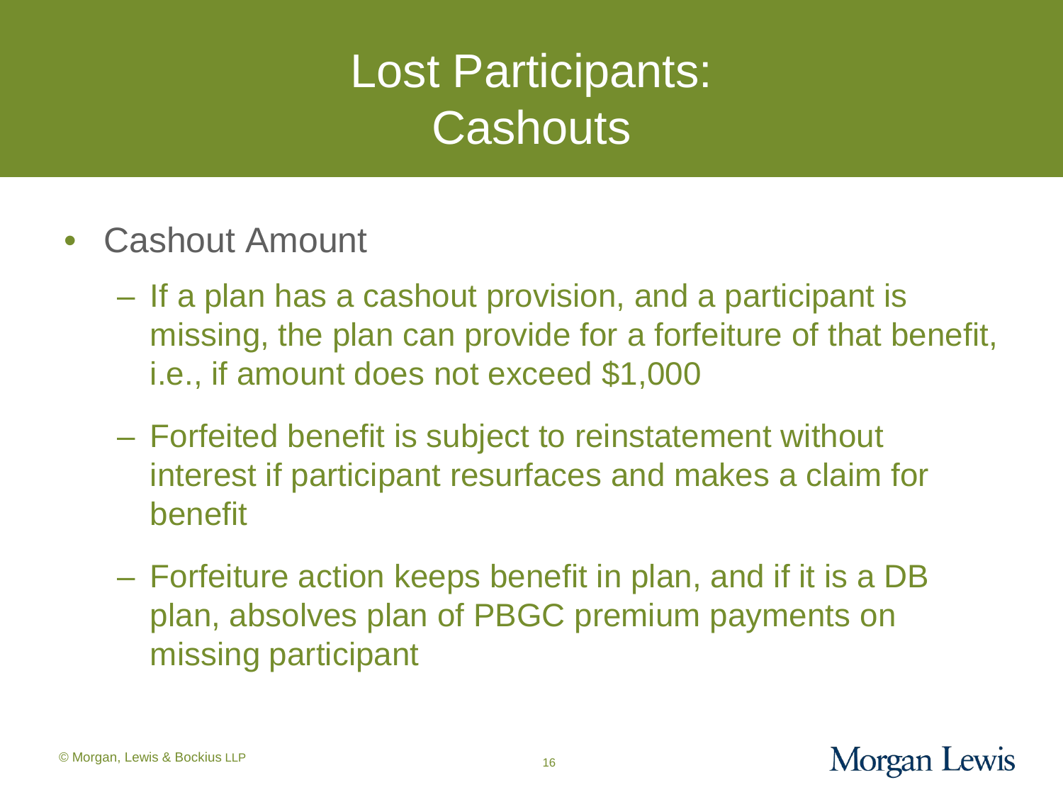# Lost Participants: Cashouts

- Cashout Amount
  - If a plan has a cashout provision, and a participant is missing, the plan can provide for a forfeiture of that benefit, i.e., if amount does not exceed $1,000
  - Forfeited benefit is subject to reinstatement without interest if participant resurfaces and makes a claim for benefit
  - Forfeiture action keeps benefit in plan, and if it is a DB plan, absolves plan of PBGC premium payments on missing participant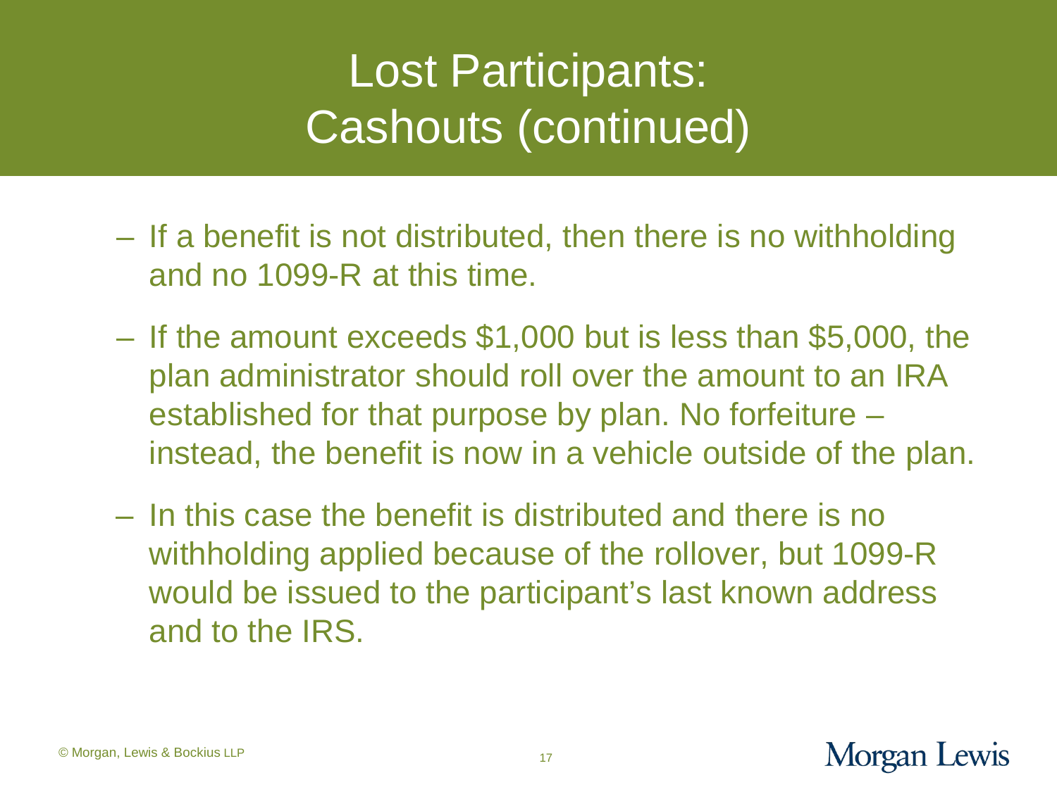# Lost Participants: Cashouts (continued)

- If a benefit is not distributed, then there is no withholding and no 1099-R at this time.
- If the amount exceeds $1,000 but is less than $5,000, the plan administrator should roll over the amount to an IRA established for that purpose by plan. No forfeiture – instead, the benefit is now in a vehicle outside of the plan.
- In this case the benefit is distributed and there is no withholding applied because of the rollover, but 1099-R would be issued to the participant's last known address and to the IRS.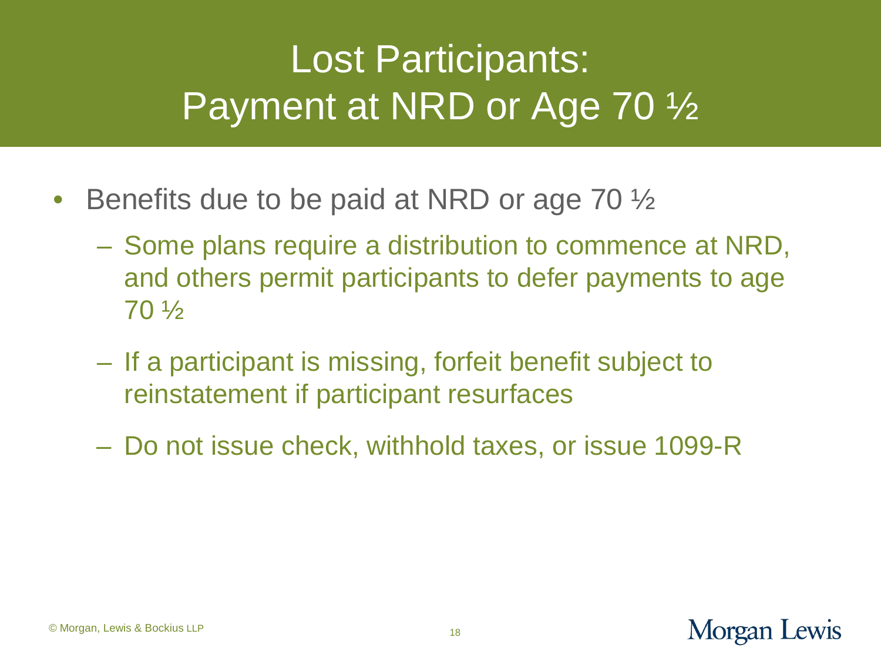# Lost Participants: Payment at NRD or Age 70 ½

- Benefits due to be paid at NRD or age 70 ½
  - Some plans require a distribution to commence at NRD, and others permit participants to defer payments to age 70 ½
  - If a participant is missing, forfeit benefit subject to reinstatement if participant resurfaces
  - Do not issue check, withhold taxes, or issue 1099-R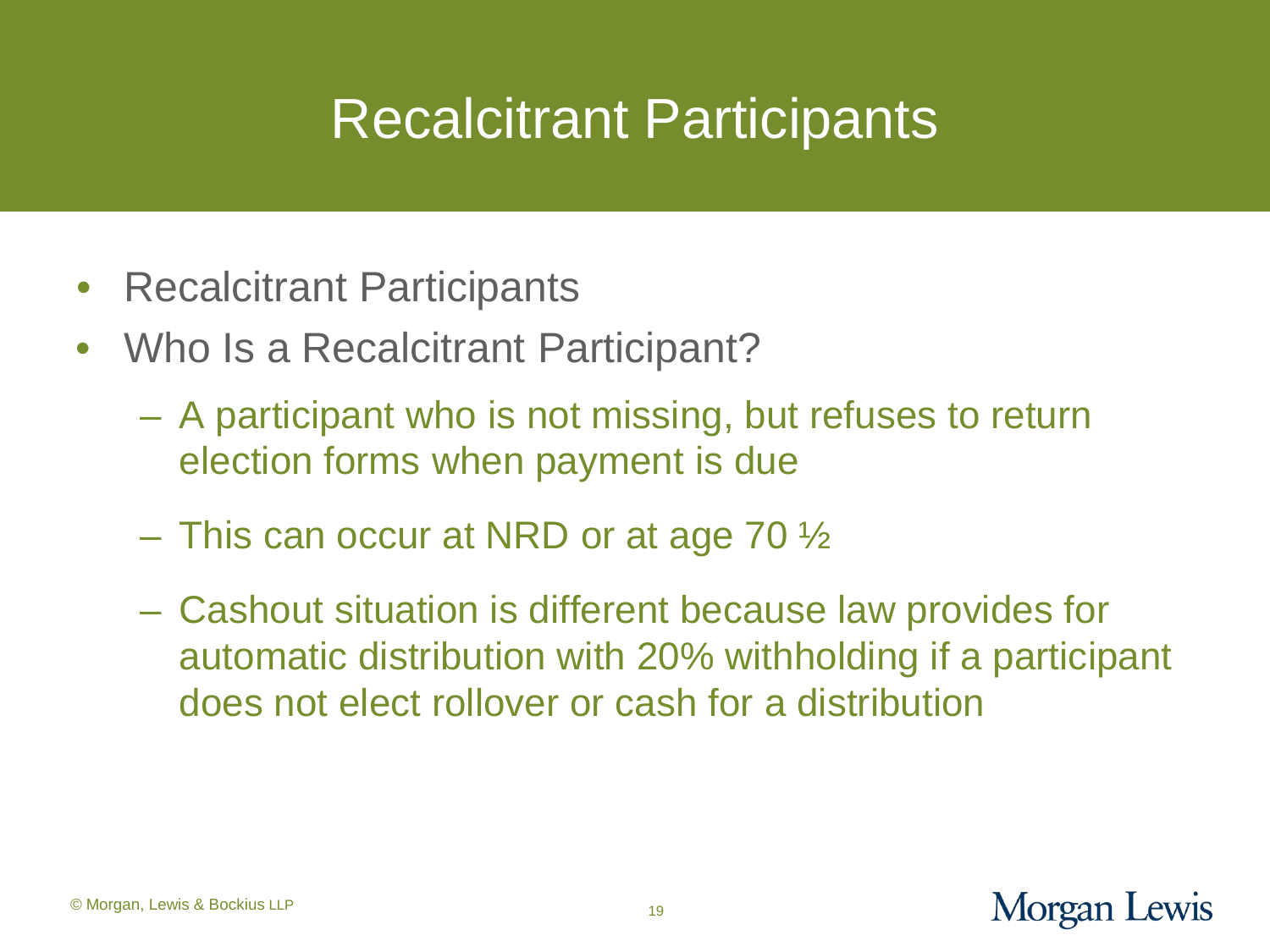# Recalcitrant Participants

- Recalcitrant Participants
- Who Is a Recalcitrant Participant?
  - A participant who is not missing, but refuses to return election forms when payment is due
  - This can occur at NRD or at age 70 ½
  - Cashout situation is different because law provides for automatic distribution with 20% withholding if a participant does not elect rollover or cash for a distribution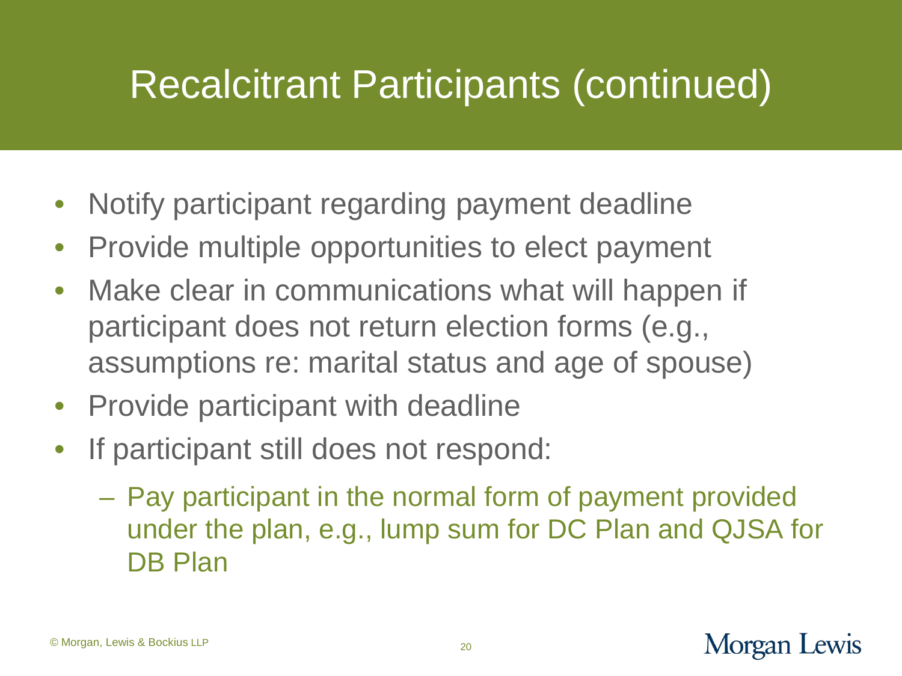# Recalcitrant Participants (continued)

- Notify participant regarding payment deadline
- Provide multiple opportunities to elect payment
- Make clear in communications what will happen if participant does not return election forms (e.g., assumptions re: marital status and age of spouse)
- Provide participant with deadline
- If participant still does not respond:
  - Pay participant in the normal form of payment provided under the plan, e.g., lump sum for DC Plan and QJSA for DB Plan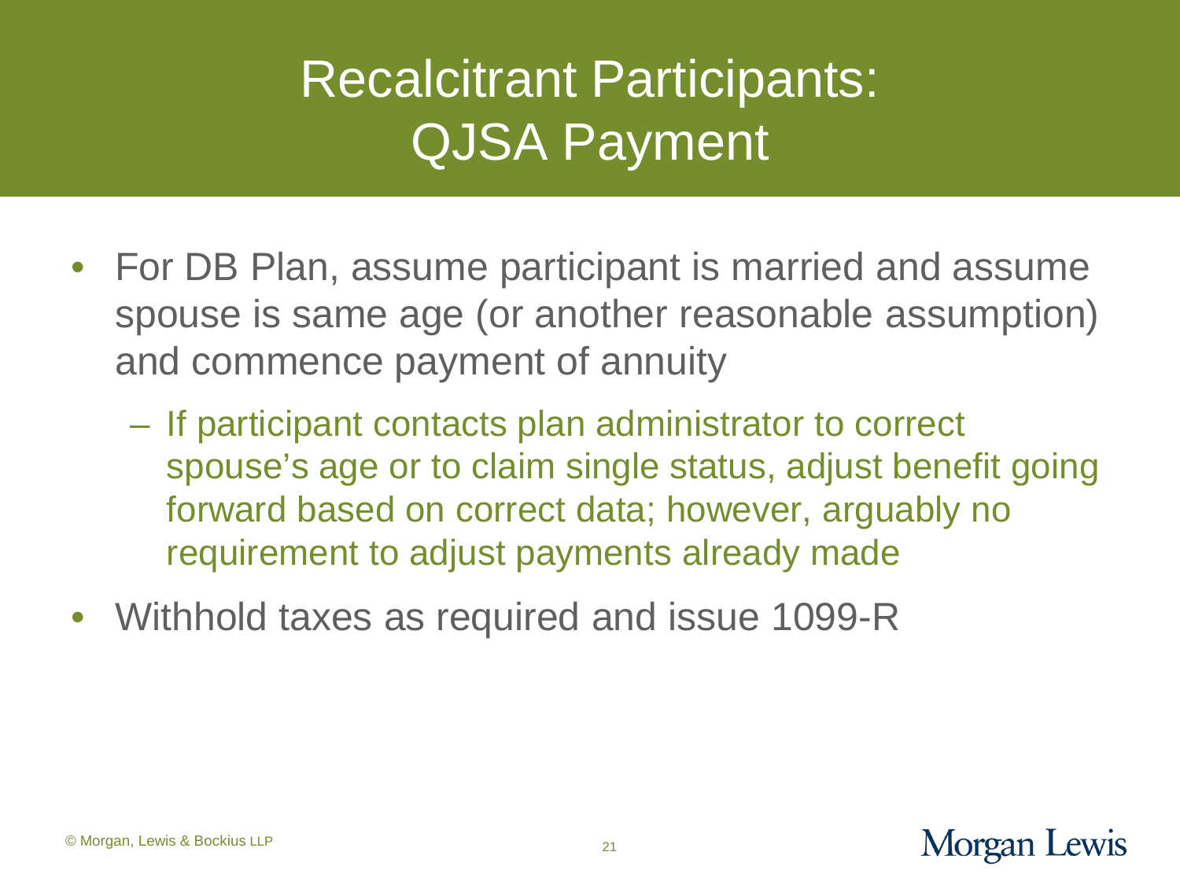# Recalcitrant Participants: QJSA Payment

- For DB Plan, assume participant is married and assume spouse is same age (or another reasonable assumption) and commence payment of annuity
  - If participant contacts plan administrator to correct spouse's age or to claim single status, adjust benefit going forward based on correct data; however, arguably no requirement to adjust payments already made
- Withhold taxes as required and issue 1099-R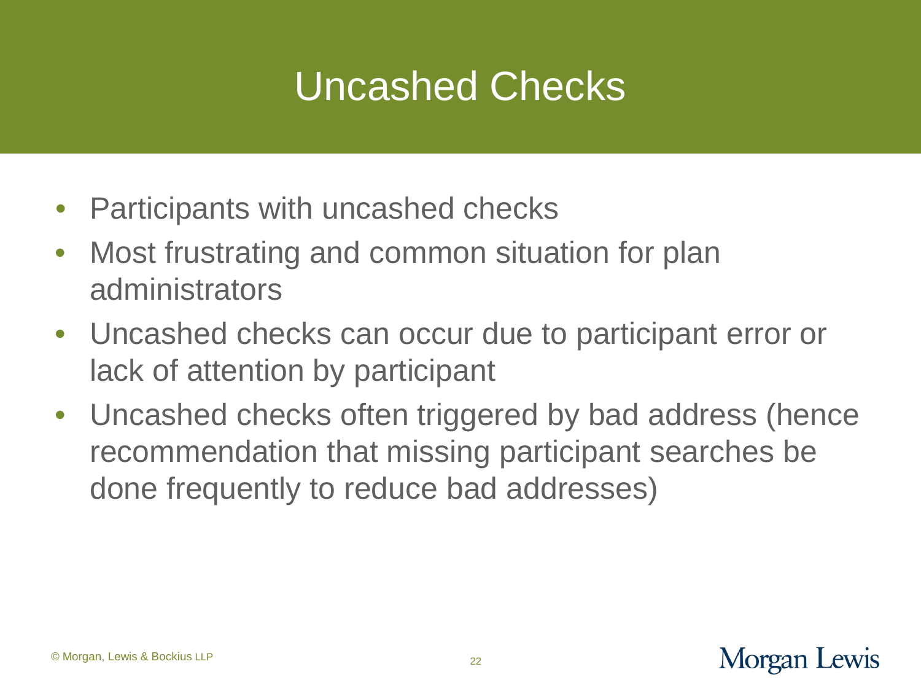# Uncashed Checks

- Participants with uncashed checks
- Most frustrating and common situation for plan administrators
- Uncashed checks can occur due to participant error or lack of attention by participant
- Uncashed checks often triggered by bad address (hence recommendation that missing participant searches be done frequently to reduce bad addresses)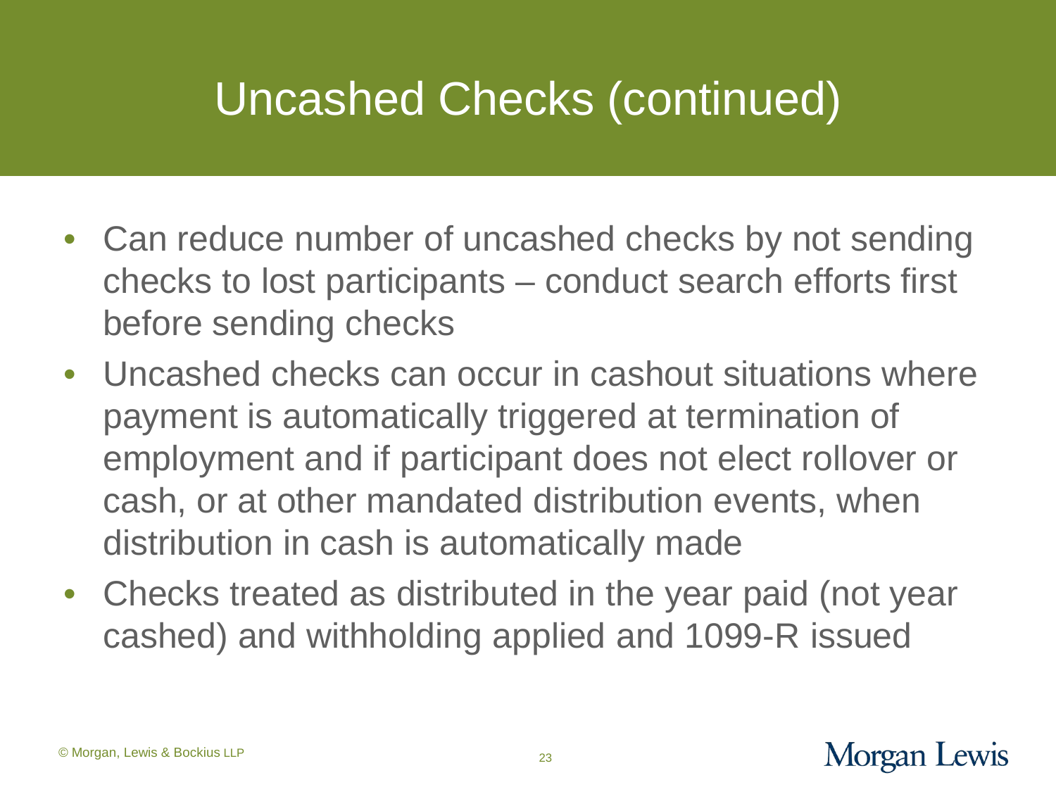# Uncashed Checks (continued)

- Can reduce number of uncashed checks by not sending checks to lost participants – conduct search efforts first before sending checks
- Uncashed checks can occur in cashout situations where payment is automatically triggered at termination of employment and if participant does not elect rollover or cash, or at other mandated distribution events, when distribution in cash is automatically made
- Checks treated as distributed in the year paid (not year cashed) and withholding applied and 1099-R issued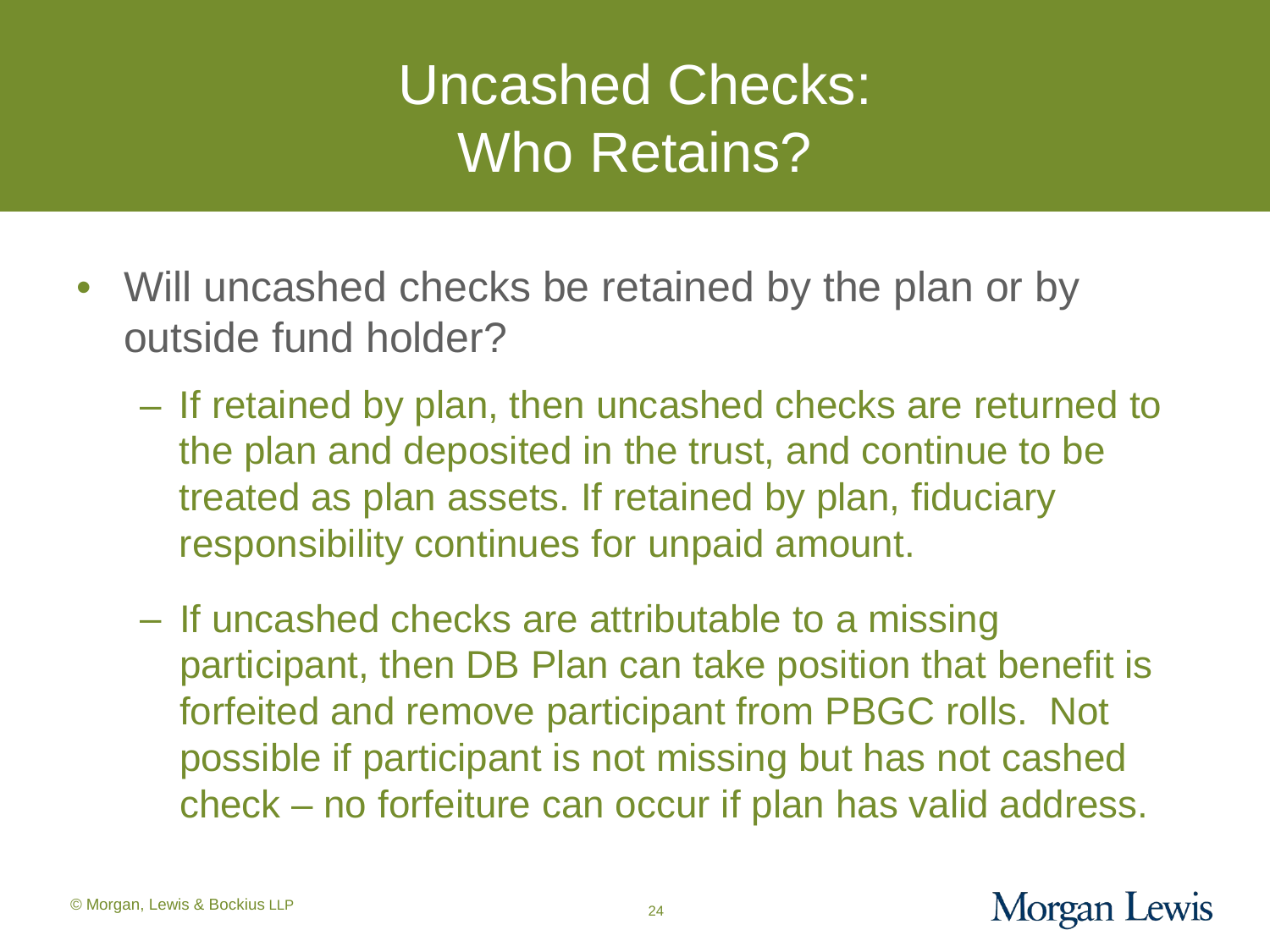# Uncashed Checks: Who Retains?

- Will uncashed checks be retained by the plan or by outside fund holder?
  - If retained by plan, then uncashed checks are returned to the plan and deposited in the trust, and continue to be treated as plan assets. If retained by plan, fiduciary responsibility continues for unpaid amount.
  - If uncashed checks are attributable to a missing participant, then DB Plan can take position that benefit is forfeited and remove participant from PBGC rolls. Not possible if participant is not missing but has not cashed check – no forfeiture can occur if plan has valid address.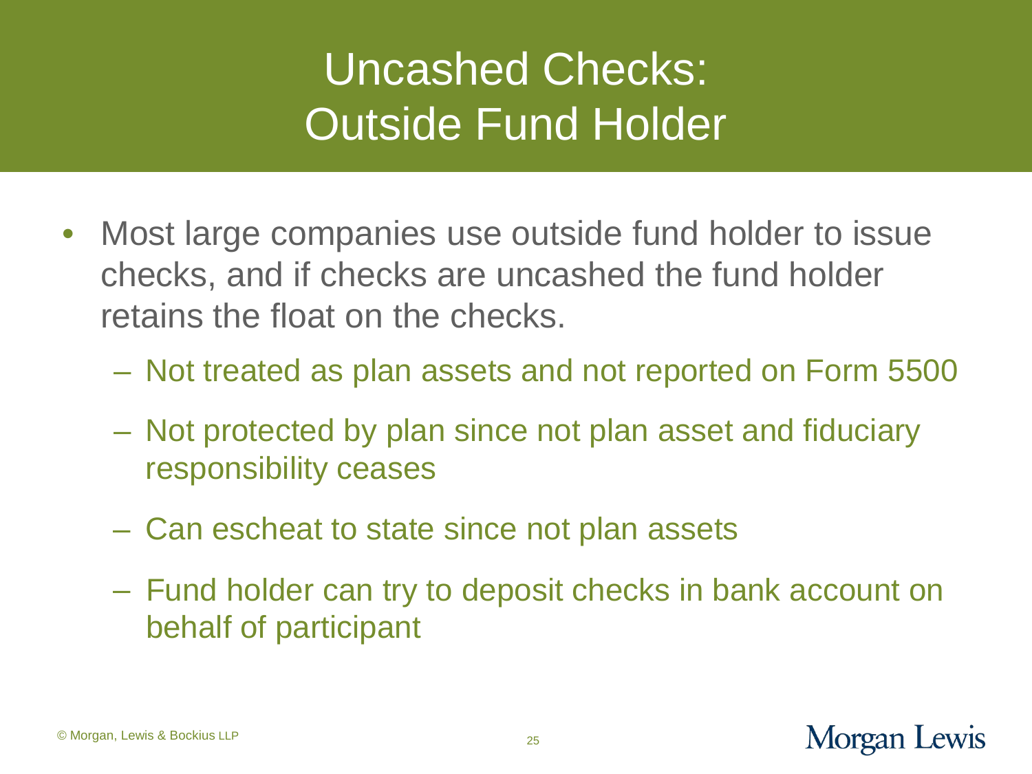# Uncashed Checks: Outside Fund Holder

- Most large companies use outside fund holder to issue checks, and if checks are uncashed the fund holder retains the float on the checks.
  - Not treated as plan assets and not reported on Form 5500
  - Not protected by plan since not plan asset and fiduciary responsibility ceases
  - Can escheat to state since not plan assets
  - Fund holder can try to deposit checks in bank account on behalf of participant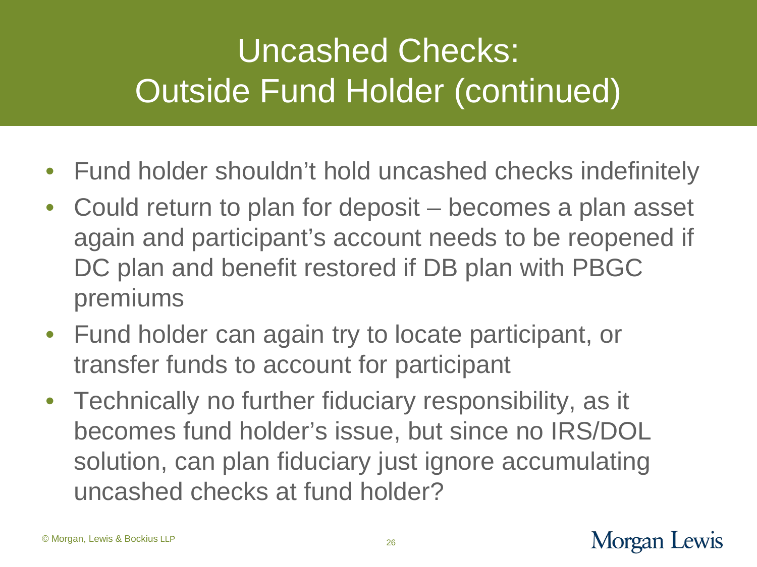# Uncashed Checks: Outside Fund Holder (continued)

- Fund holder shouldn't hold uncashed checks indefinitely
- Could return to plan for deposit – becomes a plan asset again and participant's account needs to be reopened if DC plan and benefit restored if DB plan with PBGC premiums
- Fund holder can again try to locate participant, or transfer funds to account for participant
- Technically no further fiduciary responsibility, as it becomes fund holder's issue, but since no IRS/DOL solution, can plan fiduciary just ignore accumulating uncashed checks at fund holder?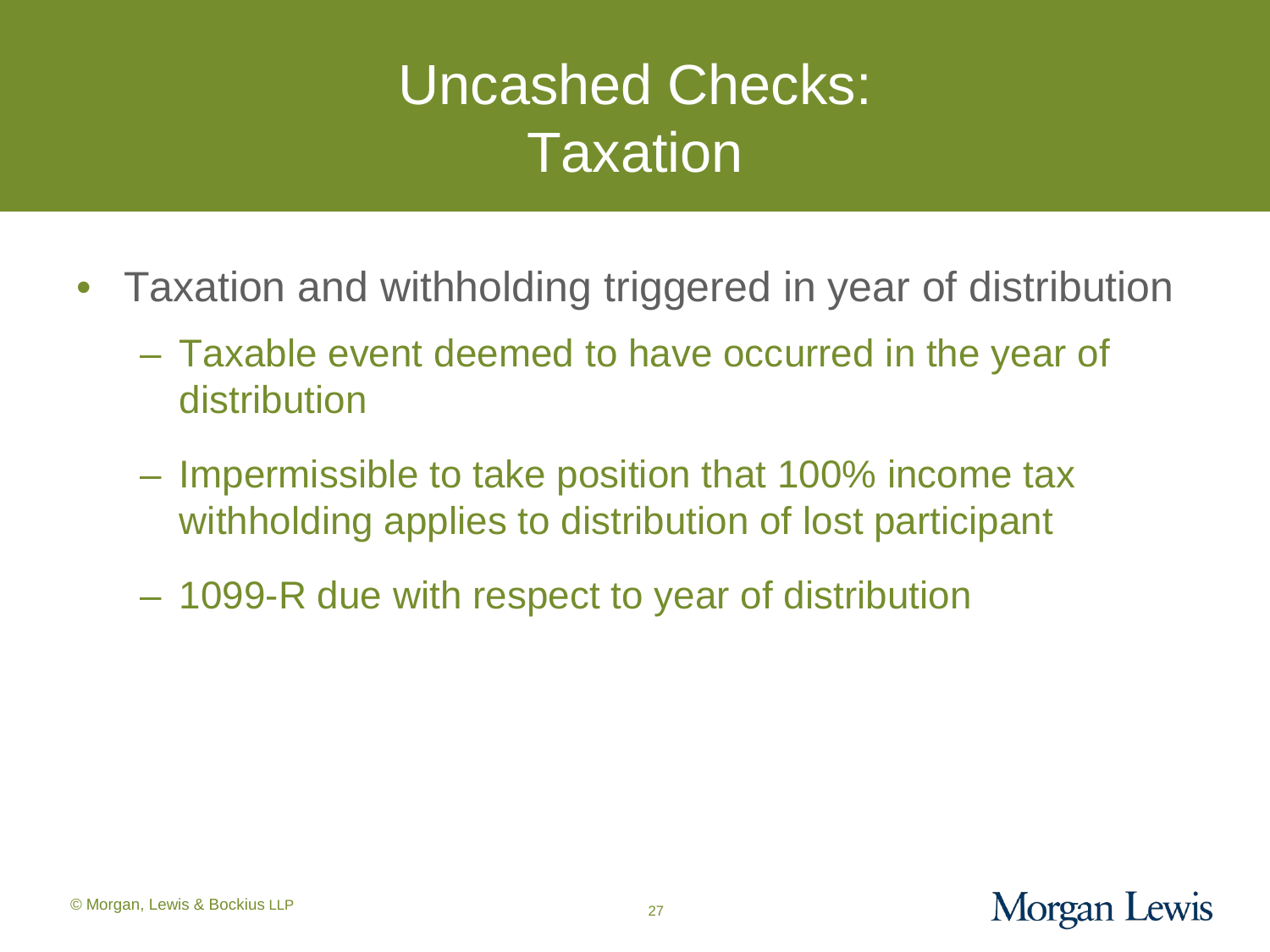# Uncashed Checks: Taxation

- Taxation and withholding triggered in year of distribution
  - Taxable event deemed to have occurred in the year of distribution
  - Impermissible to take position that 100% income tax withholding applies to distribution of lost participant
  - 1099-R due with respect to year of distribution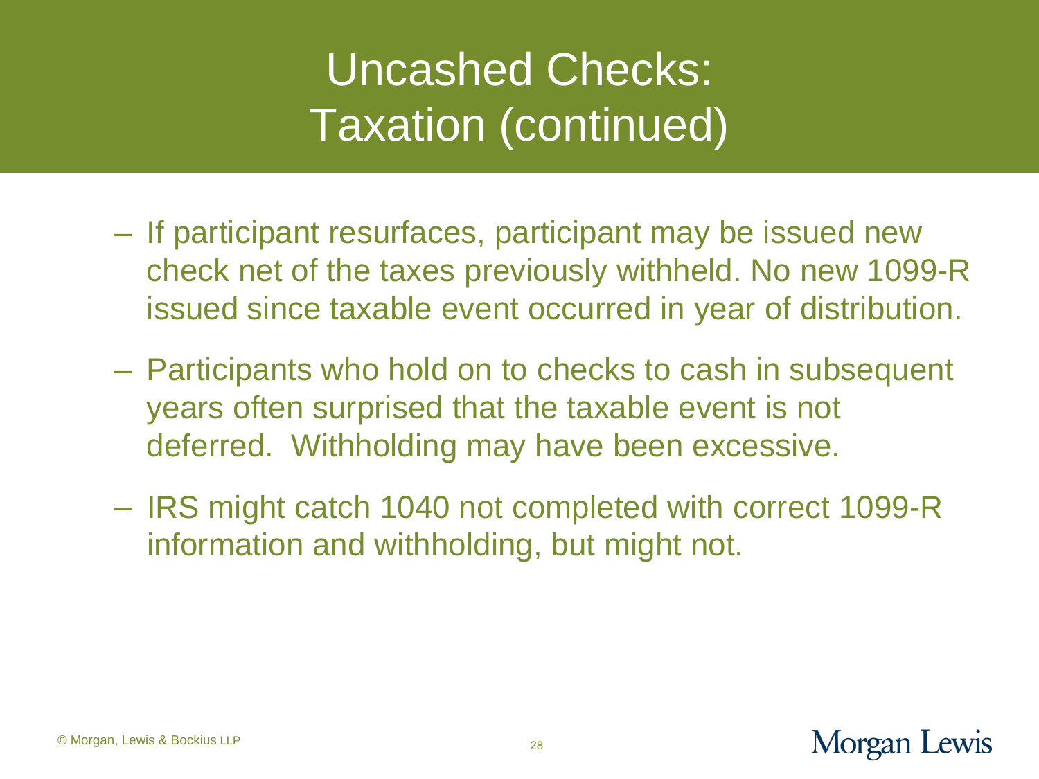# Uncashed Checks: Taxation (continued)

- If participant resurfaces, participant may be issued new check net of the taxes previously withheld. No new 1099-R issued since taxable event occurred in year of distribution.
- Participants who hold on to checks to cash in subsequent years often surprised that the taxable event is not deferred. Withholding may have been excessive.
- IRS might catch 1040 not completed with correct 1099-R information and withholding, but might not.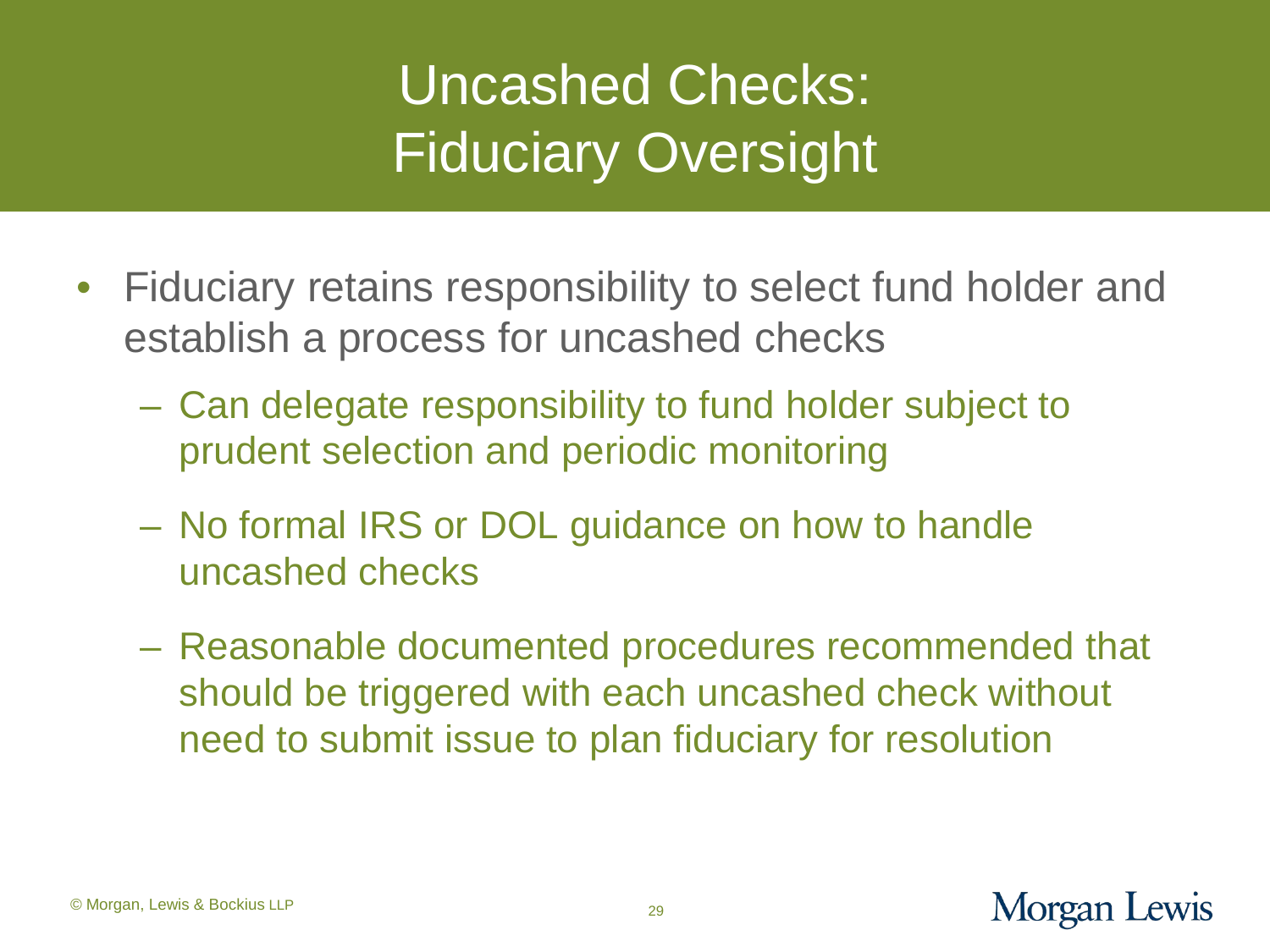# Uncashed Checks: Fiduciary Oversight

- Fiduciary retains responsibility to select fund holder and establish a process for uncashed checks
  - Can delegate responsibility to fund holder subject to prudent selection and periodic monitoring
  - No formal IRS or DOL guidance on how to handle uncashed checks
  - Reasonable documented procedures recommended that should be triggered with each uncashed check without need to submit issue to plan fiduciary for resolution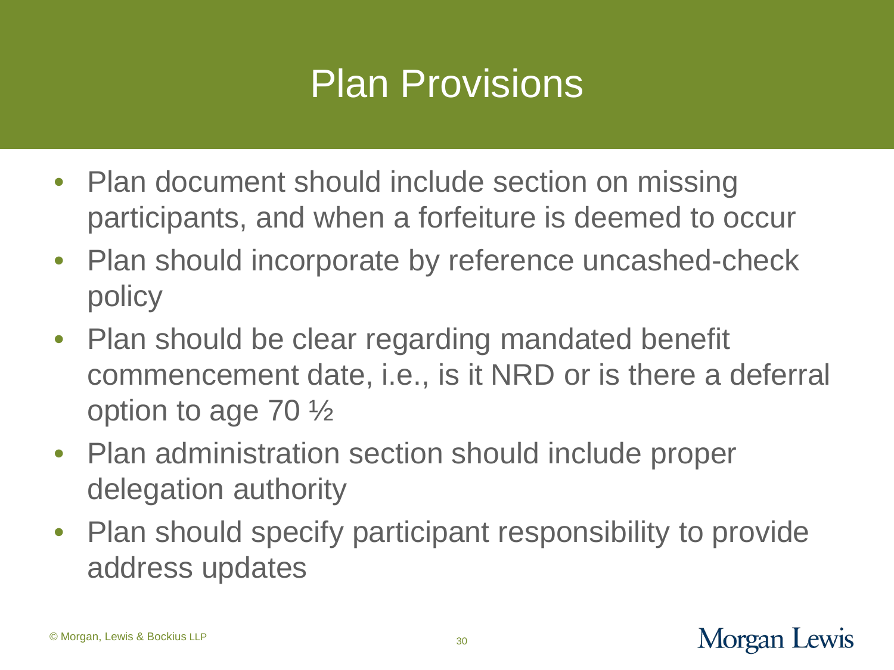# Plan Provisions

- Plan document should include section on missing participants, and when a forfeiture is deemed to occur
- Plan should incorporate by reference uncashed-check policy
- Plan should be clear regarding mandated benefit commencement date, i.e., is it NRD or is there a deferral option to age 70 ½
- Plan administration section should include proper delegation authority
- Plan should specify participant responsibility to provide address updates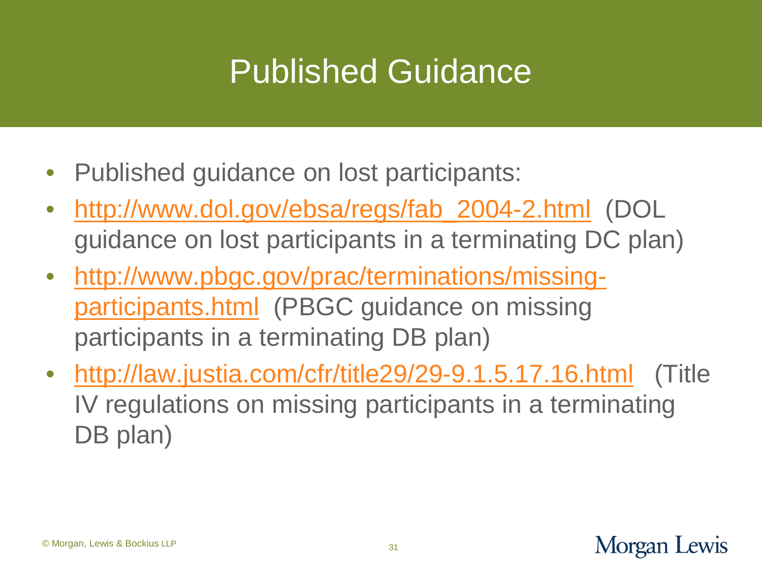# Published Guidance

- Published guidance on lost participants:
- [http://www.dol.gov/ebsa/regs/fab_2004-2.html](http://www.dol.gov/ebsa/regs/fab_2004-2.html) (DOL guidance on lost participants in a terminating DC plan)
- [http://www.pbgc.gov/prac/terminations/missing-participants.html](http://www.pbgc.gov/prac/terminations/missing-participants.html) (PBGC guidance on missing participants in a terminating DB plan)
- [http://law.justia.com/cfr/title29/29-9.1.5.17.16.html](http://law.justia.com/cfr/title29/29-9.1.5.17.16.html) (Title IV regulations on missing participants in a terminating DB plan)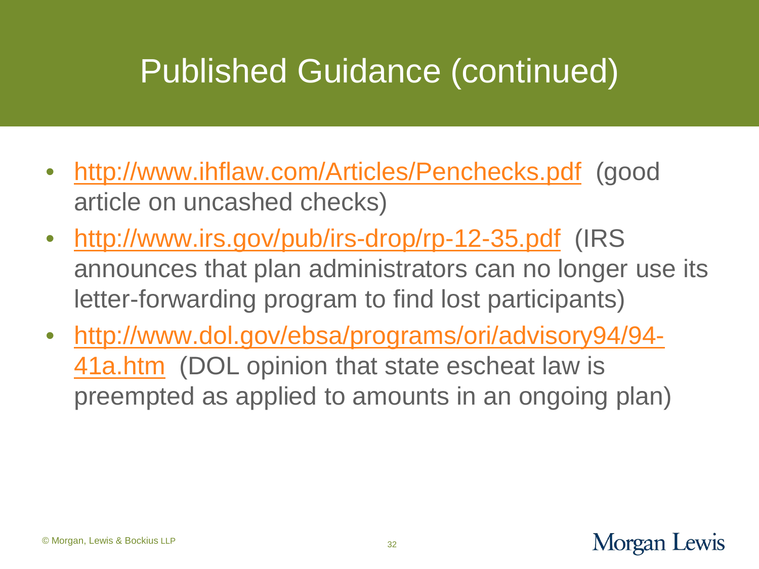# Published Guidance (continued)

- http://www.ihflaw.com/Articles/Penchecks.pdf (good article on uncashed checks)
- http://www.irs.gov/pub/irs-drop/rp-12-35.pdf (IRS announces that plan administrators can no longer use its letter-forwarding program to find lost participants)
- http://www.dol.gov/ebsa/programs/ori/advisory94/94-41a.htm (DOL opinion that state escheat law is preempted as applied to amounts in an ongoing plan)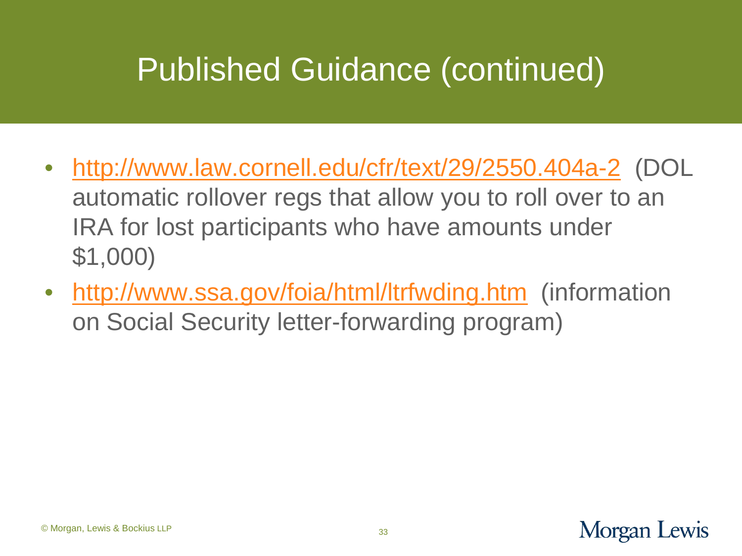# Published Guidance (continued)

- [http://www.law.cornell.edu/cfr/text/29/2550.404a-2](http://www.law.cornell.edu/cfr/text/29/2550.404a-2) (DOL automatic rollover regs that allow you to roll over to an IRA for lost participants who have amounts under $1,000)
- [http://www.ssa.gov/foia/html/ltrfwding.htm](http://www.ssa.gov/foia/html/ltrfwding.htm) (information on Social Security letter-forwarding program)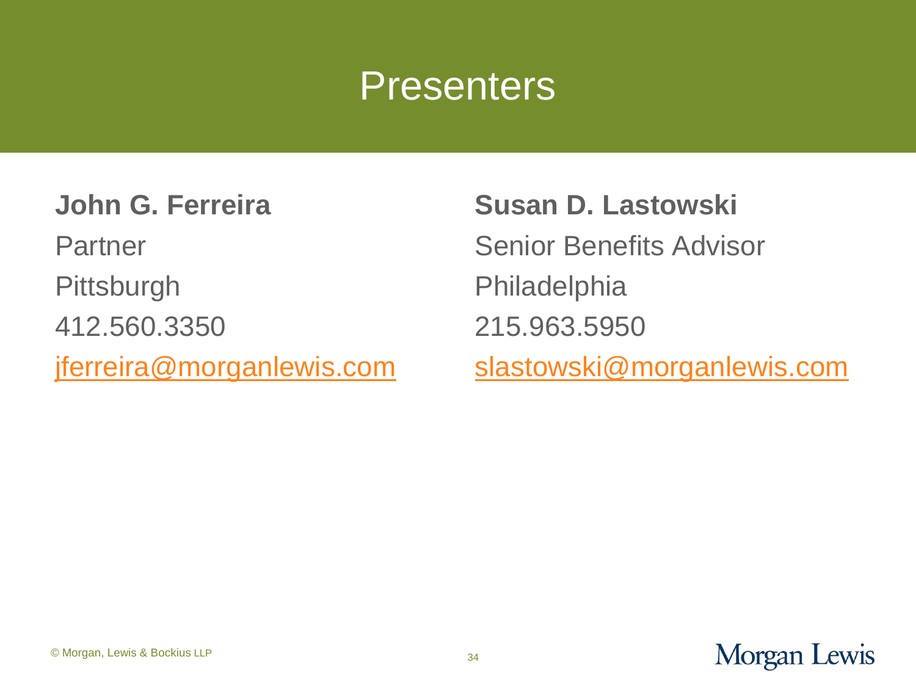# Presenters

**John G. Ferreira**

Partner

Pittsburgh

412.560.3350

jferreira@morganlewis.com

**Susan D. Lastowski**

Senior Benefits Advisor

Philadelphia

215.963.5950

slastowski@morganlewis.com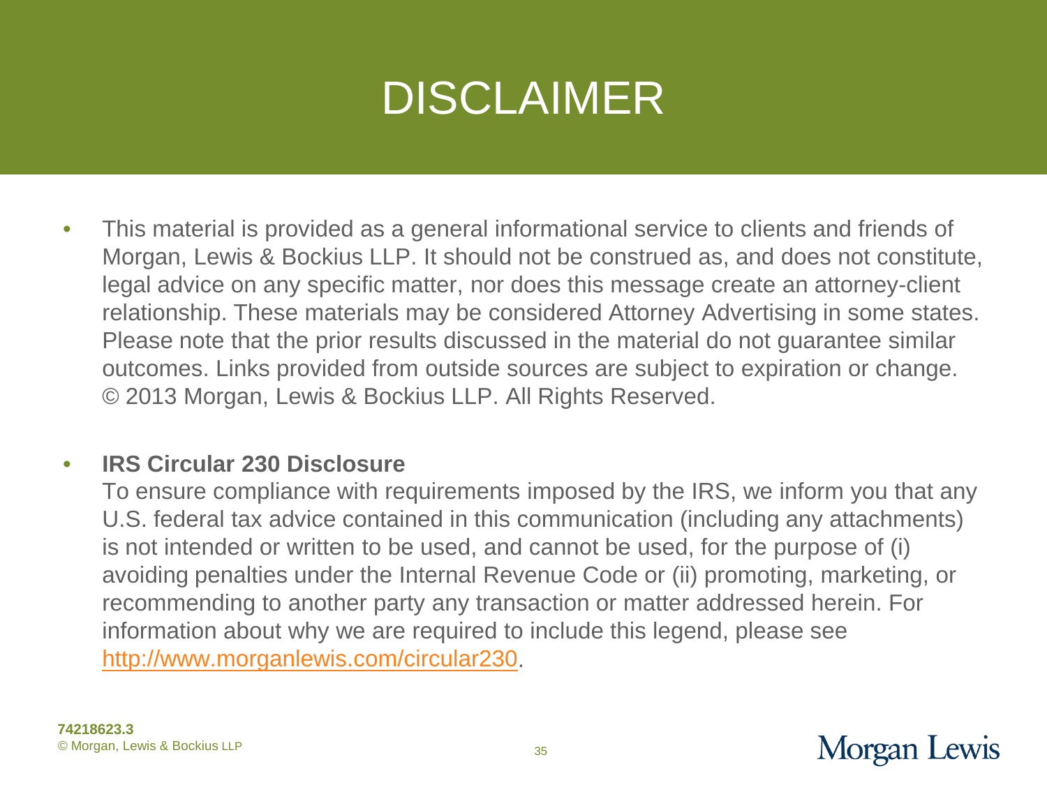# DISCLAIMER

- This material is provided as a general informational service to clients and friends of Morgan, Lewis & Bockius LLP. It should not be construed as, and does not constitute, legal advice on any specific matter, nor does this message create an attorney-client relationship. These materials may be considered Attorney Advertising in some states. Please note that the prior results discussed in the material do not guarantee similar outcomes. Links provided from outside sources are subject to expiration or change. © 2013 Morgan, Lewis & Bockius LLP. All Rights Reserved.

- **IRS Circular 230 Disclosure**
  To ensure compliance with requirements imposed by the IRS, we inform you that any U.S. federal tax advice contained in this communication (including any attachments) is not intended or written to be used, and cannot be used, for the purpose of (i) avoiding penalties under the Internal Revenue Code or (ii) promoting, marketing, or recommending to another party any transaction or matter addressed herein. For information about why we are required to include this legend, please see http://www.morganlewis.com/circular230.

**74218623.3**
© Morgan, Lewis & Bockius LLP

Morgan Lewis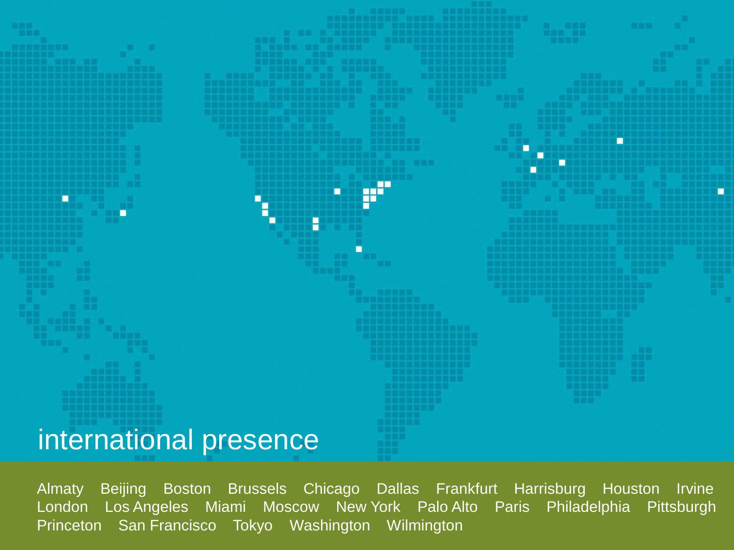# international presence

Almaty Beijing Boston Brussels Chicago Dallas Frankfurt Harrisburg Houston Irvine London Los Angeles Miami Moscow New York Palo Alto Paris Philadelphia Pittsburgh Princeton San Francisco Tokyo Washington Wilmington